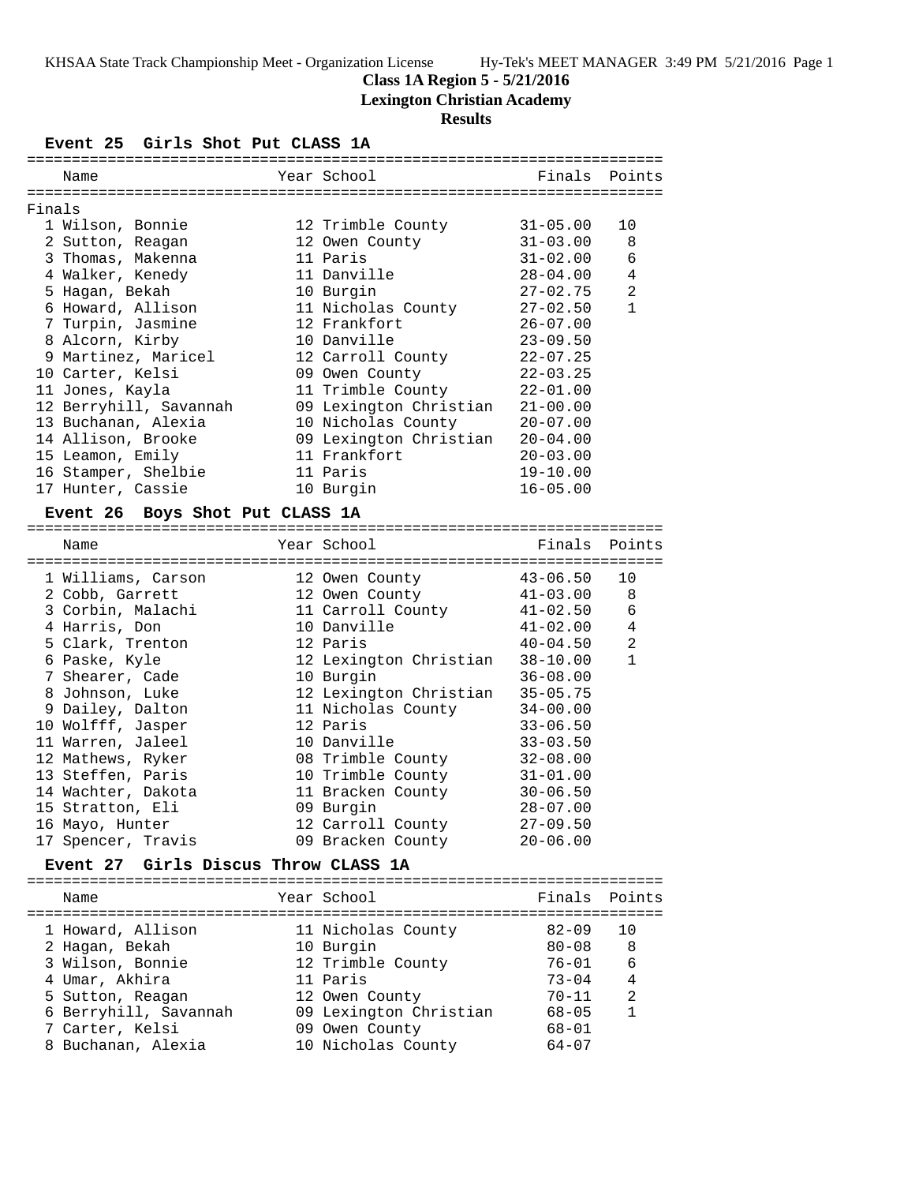**Class 1A Region 5 - 5/21/2016**

**Lexington Christian Academy**

**Results**

### Event 25 Girls Shot Put CLASS 1A

Finals

| Place | Name | Year | School | Finals | Points |
|---|---|---|---|---|---|
| 1 | Wilson, Bonnie | 12 | Trimble County | 31-05.00 | 10 |
| 2 | Sutton, Reagan | 12 | Owen County | 31-03.00 | 8 |
| 3 | Thomas, Makenna | 11 | Paris | 31-02.00 | 6 |
| 4 | Walker, Kenedy | 11 | Danville | 28-04.00 | 4 |
| 5 | Hagan, Bekah | 10 | Burgin | 27-02.75 | 2 |
| 6 | Howard, Allison | 11 | Nicholas County | 27-02.50 | 1 |
| 7 | Turpin, Jasmine | 12 | Frankfort | 26-07.00 | |
| 8 | Alcorn, Kirby | 10 | Danville | 23-09.50 | |
| 9 | Martinez, Maricel | 12 | Carroll County | 22-07.25 | |
| 10 | Carter, Kelsi | 09 | Owen County | 22-03.25 | |
| 11 | Jones, Kayla | 11 | Trimble County | 22-01.00 | |
| 12 | Berryhill, Savannah | 09 | Lexington Christian | 21-00.00 | |
| 13 | Buchanan, Alexia | 10 | Nicholas County | 20-07.00 | |
| 14 | Allison, Brooke | 09 | Lexington Christian | 20-04.00 | |
| 15 | Leamon, Emily | 11 | Frankfort | 20-03.00 | |
| 16 | Stamper, Shelbie | 11 | Paris | 19-10.00 | |
| 17 | Hunter, Cassie | 10 | Burgin | 16-05.00 | |

### Event 26 Boys Shot Put CLASS 1A

| Place | Name | Year | School | Finals | Points |
|---|---|---|---|---|---|
| 1 | Williams, Carson | 12 | Owen County | 43-06.50 | 10 |
| 2 | Cobb, Garrett | 12 | Owen County | 41-03.00 | 8 |
| 3 | Corbin, Malachi | 11 | Carroll County | 41-02.50 | 6 |
| 4 | Harris, Don | 10 | Danville | 41-02.00 | 4 |
| 5 | Clark, Trenton | 12 | Paris | 40-04.50 | 2 |
| 6 | Paske, Kyle | 12 | Lexington Christian | 38-10.00 | 1 |
| 7 | Shearer, Cade | 10 | Burgin | 36-08.00 | |
| 8 | Johnson, Luke | 12 | Lexington Christian | 35-05.75 | |
| 9 | Dailey, Dalton | 11 | Nicholas County | 34-00.00 | |
| 10 | Wolfff, Jasper | 12 | Paris | 33-06.50 | |
| 11 | Warren, Jaleel | 10 | Danville | 33-03.50 | |
| 12 | Mathews, Ryker | 08 | Trimble County | 32-08.00 | |
| 13 | Steffen, Paris | 10 | Trimble County | 31-01.00 | |
| 14 | Wachter, Dakota | 11 | Bracken County | 30-06.50 | |
| 15 | Stratton, Eli | 09 | Burgin | 28-07.00 | |
| 16 | Mayo, Hunter | 12 | Carroll County | 27-09.50 | |
| 17 | Spencer, Travis | 09 | Bracken County | 20-06.00 | |

### Event 27 Girls Discus Throw CLASS 1A

| Place | Name | Year | School | Finals | Points |
|---|---|---|---|---|---|
| 1 | Howard, Allison | 11 | Nicholas County | 82-09 | 10 |
| 2 | Hagan, Bekah | 10 | Burgin | 80-08 | 8 |
| 3 | Wilson, Bonnie | 12 | Trimble County | 76-01 | 6 |
| 4 | Umar, Akhira | 11 | Paris | 73-04 | 4 |
| 5 | Sutton, Reagan | 12 | Owen County | 70-11 | 2 |
| 6 | Berryhill, Savannah | 09 | Lexington Christian | 68-05 | 1 |
| 7 | Carter, Kelsi | 09 | Owen County | 68-01 | |
| 8 | Buchanan, Alexia | 10 | Nicholas County | 64-07 | |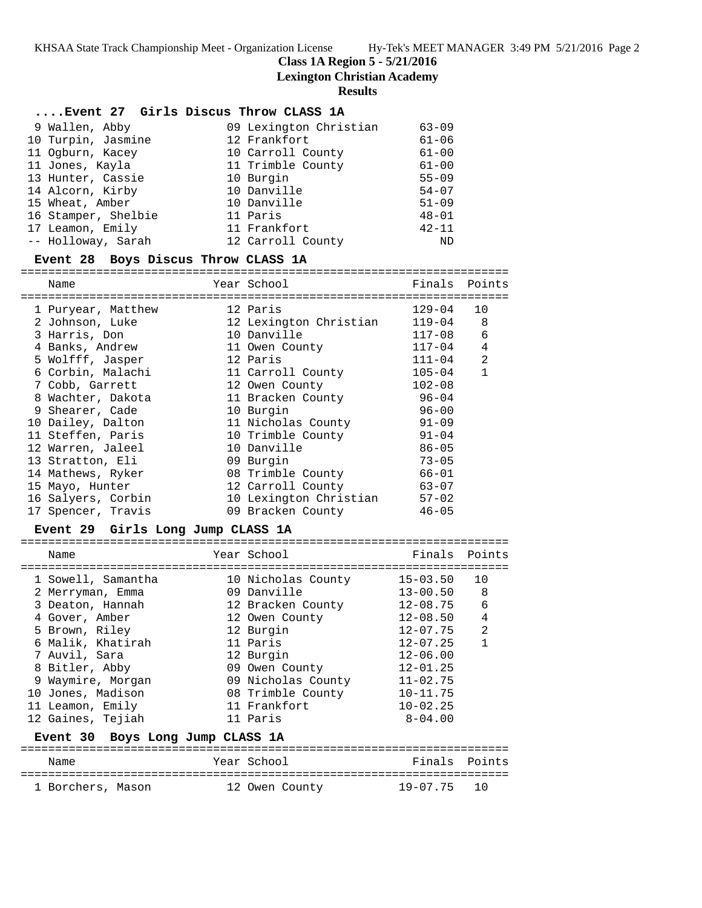**Class 1A Region 5 - 5/21/2016**

**Lexington Christian Academy**

**Results**

### ....Event 27 Girls Discus Throw CLASS 1A

| Place | Name | Year | School | Finals | Points |
|---|---|---|---|---|---|
| 9 | Wallen, Abby | 09 | Lexington Christian | 63-09 | |
| 10 | Turpin, Jasmine | 12 | Frankfort | 61-06 | |
| 11 | Ogburn, Kacey | 10 | Carroll County | 61-00 | |
| 11 | Jones, Kayla | 11 | Trimble County | 61-00 | |
| 13 | Hunter, Cassie | 10 | Burgin | 55-09 | |
| 14 | Alcorn, Kirby | 10 | Danville | 54-07 | |
| 15 | Wheat, Amber | 10 | Danville | 51-09 | |
| 16 | Stamper, Shelbie | 11 | Paris | 48-01 | |
| 17 | Leamon, Emily | 11 | Frankfort | 42-11 | |
| -- | Holloway, Sarah | 12 | Carroll County | ND | |

### Event 28 Boys Discus Throw CLASS 1A

| Place | Name | Year | School | Finals | Points |
|---|---|---|---|---|---|
| 1 | Puryear, Matthew | 12 | Paris | 129-04 | 10 |
| 2 | Johnson, Luke | 12 | Lexington Christian | 119-04 | 8 |
| 3 | Harris, Don | 10 | Danville | 117-08 | 6 |
| 4 | Banks, Andrew | 11 | Owen County | 117-04 | 4 |
| 5 | Wolfff, Jasper | 12 | Paris | 111-04 | 2 |
| 6 | Corbin, Malachi | 11 | Carroll County | 105-04 | 1 |
| 7 | Cobb, Garrett | 12 | Owen County | 102-08 | |
| 8 | Wachter, Dakota | 11 | Bracken County | 96-04 | |
| 9 | Shearer, Cade | 10 | Burgin | 96-00 | |
| 10 | Dailey, Dalton | 11 | Nicholas County | 91-09 | |
| 11 | Steffen, Paris | 10 | Trimble County | 91-04 | |
| 12 | Warren, Jaleel | 10 | Danville | 86-05 | |
| 13 | Stratton, Eli | 09 | Burgin | 73-05 | |
| 14 | Mathews, Ryker | 08 | Trimble County | 66-01 | |
| 15 | Mayo, Hunter | 12 | Carroll County | 63-07 | |
| 16 | Salyers, Corbin | 10 | Lexington Christian | 57-02 | |
| 17 | Spencer, Travis | 09 | Bracken County | 46-05 | |

### Event 29 Girls Long Jump CLASS 1A

| Place | Name | Year | School | Finals | Points |
|---|---|---|---|---|---|
| 1 | Sowell, Samantha | 10 | Nicholas County | 15-03.50 | 10 |
| 2 | Merryman, Emma | 09 | Danville | 13-00.50 | 8 |
| 3 | Deaton, Hannah | 12 | Bracken County | 12-08.75 | 6 |
| 4 | Gover, Amber | 12 | Owen County | 12-08.50 | 4 |
| 5 | Brown, Riley | 12 | Burgin | 12-07.75 | 2 |
| 6 | Malik, Khatirah | 11 | Paris | 12-07.25 | 1 |
| 7 | Auvil, Sara | 12 | Burgin | 12-06.00 | |
| 8 | Bitler, Abby | 09 | Owen County | 12-01.25 | |
| 9 | Waymire, Morgan | 09 | Nicholas County | 11-02.75 | |
| 10 | Jones, Madison | 08 | Trimble County | 10-11.75 | |
| 11 | Leamon, Emily | 11 | Frankfort | 10-02.25 | |
| 12 | Gaines, Tejiah | 11 | Paris | 8-04.00 | |

### Event 30 Boys Long Jump CLASS 1A

| Place | Name | Year | School | Finals | Points |
|---|---|---|---|---|---|
| 1 | Borchers, Mason | 12 | Owen County | 19-07.75 | 10 |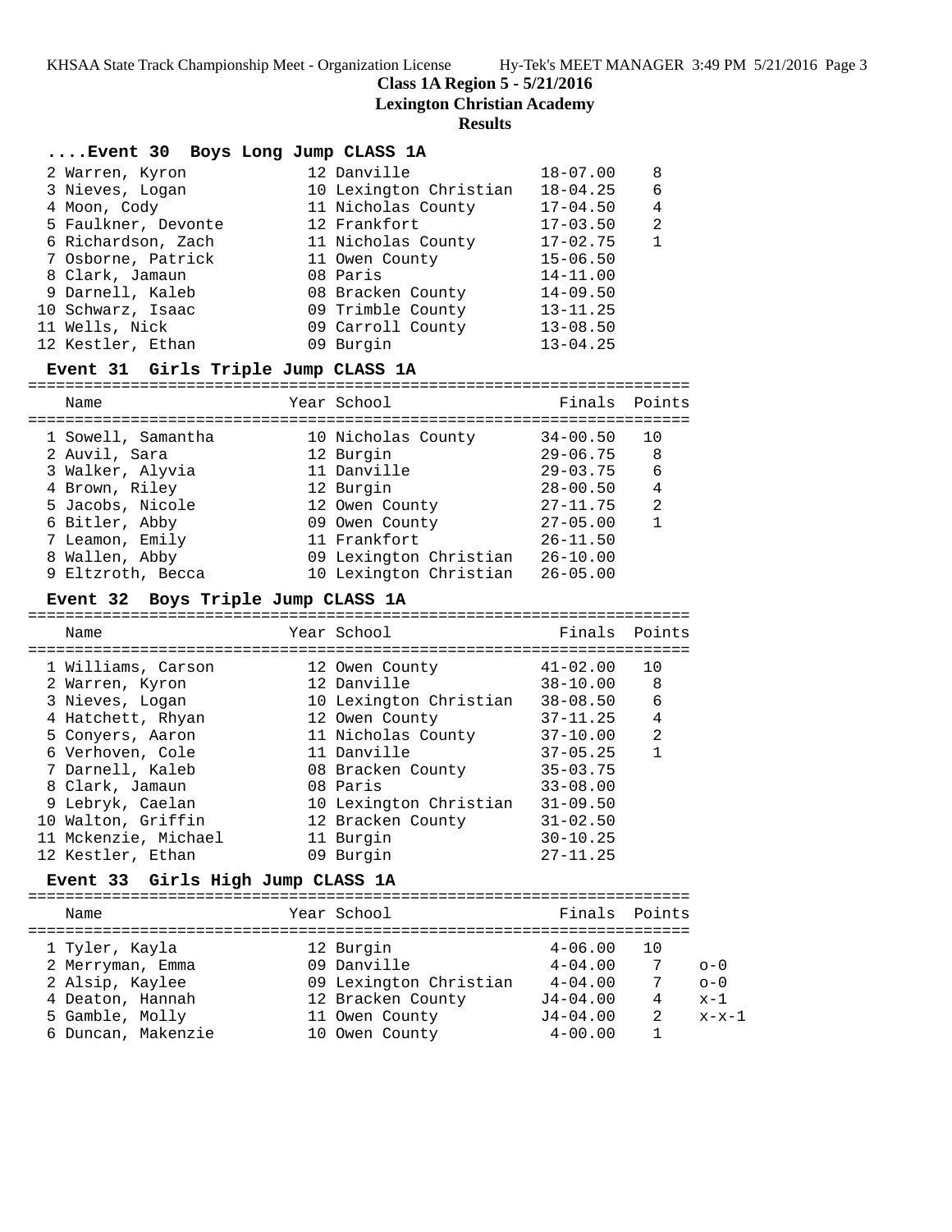**Class 1A Region 5 - 5/21/2016**

**Lexington Christian Academy**

**Results**

### ....Event 30 Boys Long Jump CLASS 1A

| Place | Name | Year | School | Finals | Points |
|---|---|---|---|---|---|
| 2 | Warren, Kyron | 12 | Danville | 18-07.00 | 8 |
| 3 | Nieves, Logan | 10 | Lexington Christian | 18-04.25 | 6 |
| 4 | Moon, Cody | 11 | Nicholas County | 17-04.50 | 4 |
| 5 | Faulkner, Devonte | 12 | Frankfort | 17-03.50 | 2 |
| 6 | Richardson, Zach | 11 | Nicholas County | 17-02.75 | 1 |
| 7 | Osborne, Patrick | 11 | Owen County | 15-06.50 | |
| 8 | Clark, Jamaun | 08 | Paris | 14-11.00 | |
| 9 | Darnell, Kaleb | 08 | Bracken County | 14-09.50 | |
| 10 | Schwarz, Isaac | 09 | Trimble County | 13-11.25 | |
| 11 | Wells, Nick | 09 | Carroll County | 13-08.50 | |
| 12 | Kestler, Ethan | 09 | Burgin | 13-04.25 | |

### Event 31 Girls Triple Jump CLASS 1A

| Place | Name | Year | School | Finals | Points |
|---|---|---|---|---|---|
| 1 | Sowell, Samantha | 10 | Nicholas County | 34-00.50 | 10 |
| 2 | Auvil, Sara | 12 | Burgin | 29-06.75 | 8 |
| 3 | Walker, Alyvia | 11 | Danville | 29-03.75 | 6 |
| 4 | Brown, Riley | 12 | Burgin | 28-00.50 | 4 |
| 5 | Jacobs, Nicole | 12 | Owen County | 27-11.75 | 2 |
| 6 | Bitler, Abby | 09 | Owen County | 27-05.00 | 1 |
| 7 | Leamon, Emily | 11 | Frankfort | 26-11.50 | |
| 8 | Wallen, Abby | 09 | Lexington Christian | 26-10.00 | |
| 9 | Eltzroth, Becca | 10 | Lexington Christian | 26-05.00 | |

### Event 32 Boys Triple Jump CLASS 1A

| Place | Name | Year | School | Finals | Points |
|---|---|---|---|---|---|
| 1 | Williams, Carson | 12 | Owen County | 41-02.00 | 10 |
| 2 | Warren, Kyron | 12 | Danville | 38-10.00 | 8 |
| 3 | Nieves, Logan | 10 | Lexington Christian | 38-08.50 | 6 |
| 4 | Hatchett, Rhyan | 12 | Owen County | 37-11.25 | 4 |
| 5 | Conyers, Aaron | 11 | Nicholas County | 37-10.00 | 2 |
| 6 | Verhoven, Cole | 11 | Danville | 37-05.25 | 1 |
| 7 | Darnell, Kaleb | 08 | Bracken County | 35-03.75 | |
| 8 | Clark, Jamaun | 08 | Paris | 33-08.00 | |
| 9 | Lebryk, Caelan | 10 | Lexington Christian | 31-09.50 | |
| 10 | Walton, Griffin | 12 | Bracken County | 31-02.50 | |
| 11 | Mckenzie, Michael | 11 | Burgin | 30-10.25 | |
| 12 | Kestler, Ethan | 09 | Burgin | 27-11.25 | |

### Event 33 Girls High Jump CLASS 1A

| Place | Name | Year | School | Finals | Points | |
|---|---|---|---|---|---|---|
| 1 | Tyler, Kayla | 12 | Burgin | 4-06.00 | 10 | |
| 2 | Merryman, Emma | 09 | Danville | 4-04.00 | 7 | o-0 |
| 2 | Alsip, Kaylee | 09 | Lexington Christian | 4-04.00 | 7 | o-0 |
| 4 | Deaton, Hannah | 12 | Bracken County | J4-04.00 | 4 | x-1 |
| 5 | Gamble, Molly | 11 | Owen County | J4-04.00 | 2 | x-x-1 |
| 6 | Duncan, Makenzie | 10 | Owen County | 4-00.00 | 1 | |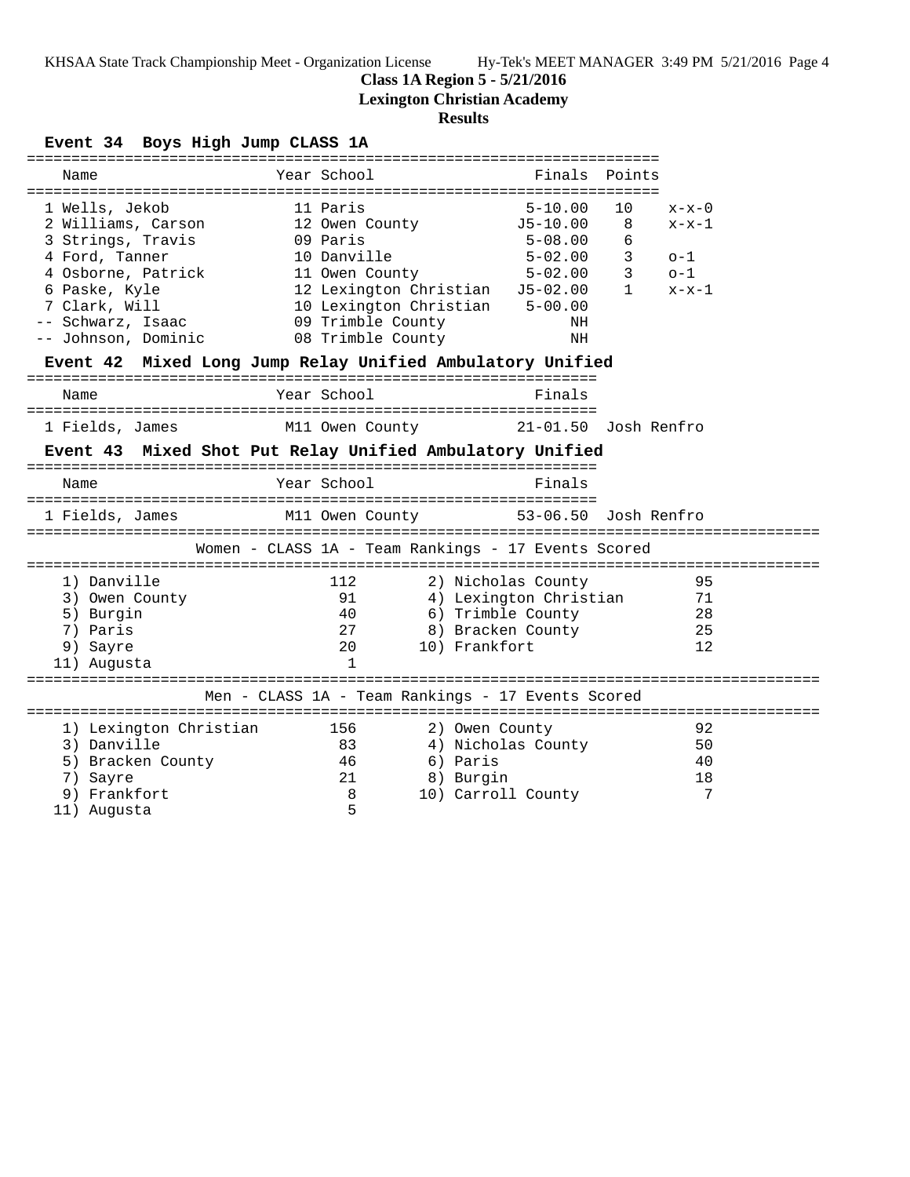**Class 1A Region 5 - 5/21/2016**
**Lexington Christian Academy**
**Results**

### Event 34 Boys High Jump CLASS 1A

| Place | Name | Year | School | Finals | Points | |
|---|---|---|---|---|---|---|
| 1 | Wells, Jekob | 11 | Paris | 5-10.00 | 10 | x-x-0 |
| 2 | Williams, Carson | 12 | Owen County | J5-10.00 | 8 | x-x-1 |
| 3 | Strings, Travis | 09 | Paris | 5-08.00 | 6 | |
| 4 | Ford, Tanner | 10 | Danville | 5-02.00 | 3 | o-1 |
| 4 | Osborne, Patrick | 11 | Owen County | 5-02.00 | 3 | o-1 |
| 6 | Paske, Kyle | 12 | Lexington Christian | J5-02.00 | 1 | x-x-1 |
| 7 | Clark, Will | 10 | Lexington Christian | 5-00.00 | | |
| -- | Schwarz, Isaac | 09 | Trimble County | NH | | |
| -- | Johnson, Dominic | 08 | Trimble County | NH | | |

### Event 42 Mixed Long Jump Relay Unified Ambulatory Unified

| Place | Name | Year | School | Finals | |
|---|---|---|---|---|---|
| 1 | Fields, James | M11 | Owen County | 21-01.50 | Josh Renfro |

### Event 43 Mixed Shot Put Relay Unified Ambulatory Unified

| Place | Name | Year | School | Finals | |
|---|---|---|---|---|---|
| 1 | Fields, James | M11 | Owen County | 53-06.50 | Josh Renfro |

### Women - CLASS 1A - Team Rankings - 17 Events Scored

| | | | | | |
|---|---|---|---|---|---|
| 1) | Danville | 112 | 2) | Nicholas County | 95 |
| 3) | Owen County | 91 | 4) | Lexington Christian | 71 |
| 5) | Burgin | 40 | 6) | Trimble County | 28 |
| 7) | Paris | 27 | 8) | Bracken County | 25 |
| 9) | Sayre | 20 | 10) | Frankfort | 12 |
| 11) | Augusta | 1 | | | |

### Men - CLASS 1A - Team Rankings - 17 Events Scored

| | | | | | |
|---|---|---|---|---|---|
| 1) | Lexington Christian | 156 | 2) | Owen County | 92 |
| 3) | Danville | 83 | 4) | Nicholas County | 50 |
| 5) | Bracken County | 46 | 6) | Paris | 40 |
| 7) | Sayre | 21 | 8) | Burgin | 18 |
| 9) | Frankfort | 8 | 10) | Carroll County | 7 |
| 11) | Augusta | 5 | | | |